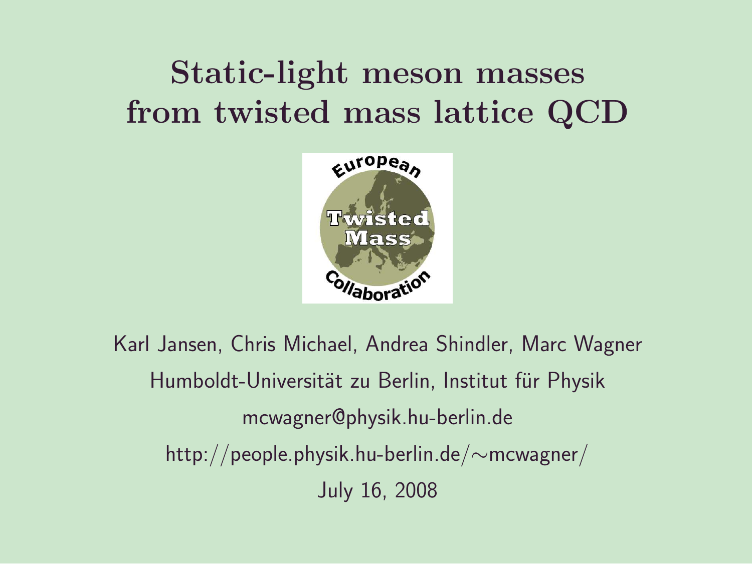# Static-light meson masses from twisted mass lattice QCD

Karl Jansen, Chris Michael, Andrea Shindler, Marc Wagner

Humboldt-Universität zu Berlin, Institut für Physik

mcwagner@physik.hu-berlin.de

http://people.physik.hu-berlin.de/∼mcwagner/

July 16, 2008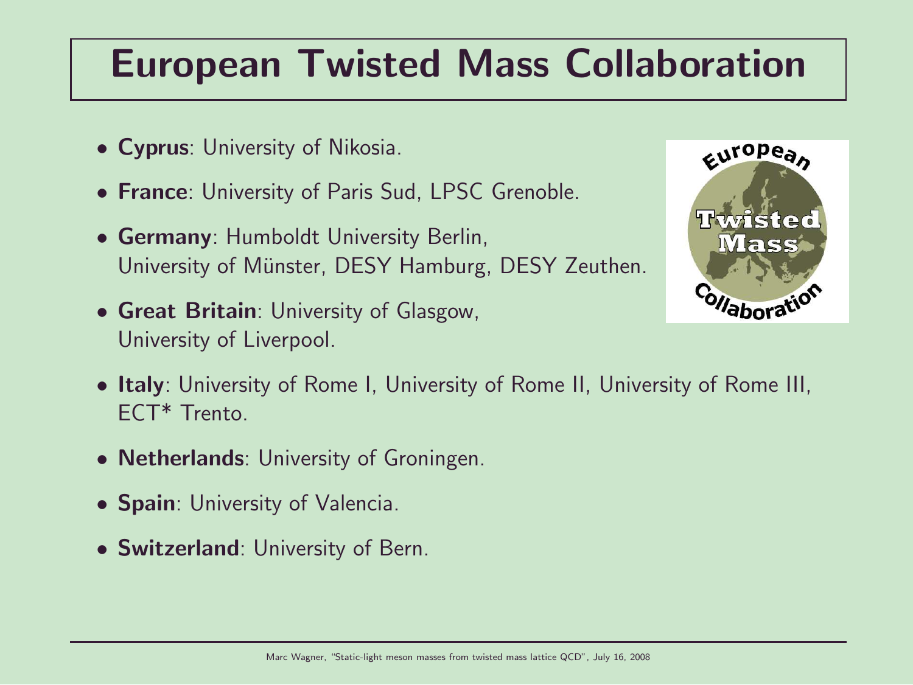# European Twisted Mass Collaboration

- **Cyprus**: University of Nikosia.
- **France**: University of Paris Sud, LPSC Grenoble.
- **Germany**: Humboldt University Berlin, University of Münster, DESY Hamburg, DESY Zeuthen.
- **Great Britain**: University of Glasgow, University of Liverpool.
- **Italy**: University of Rome I, University of Rome II, University of Rome III, ECT* Trento.
- **Netherlands**: University of Groningen.
- **Spain**: University of Valencia.
- **Switzerland**: University of Bern.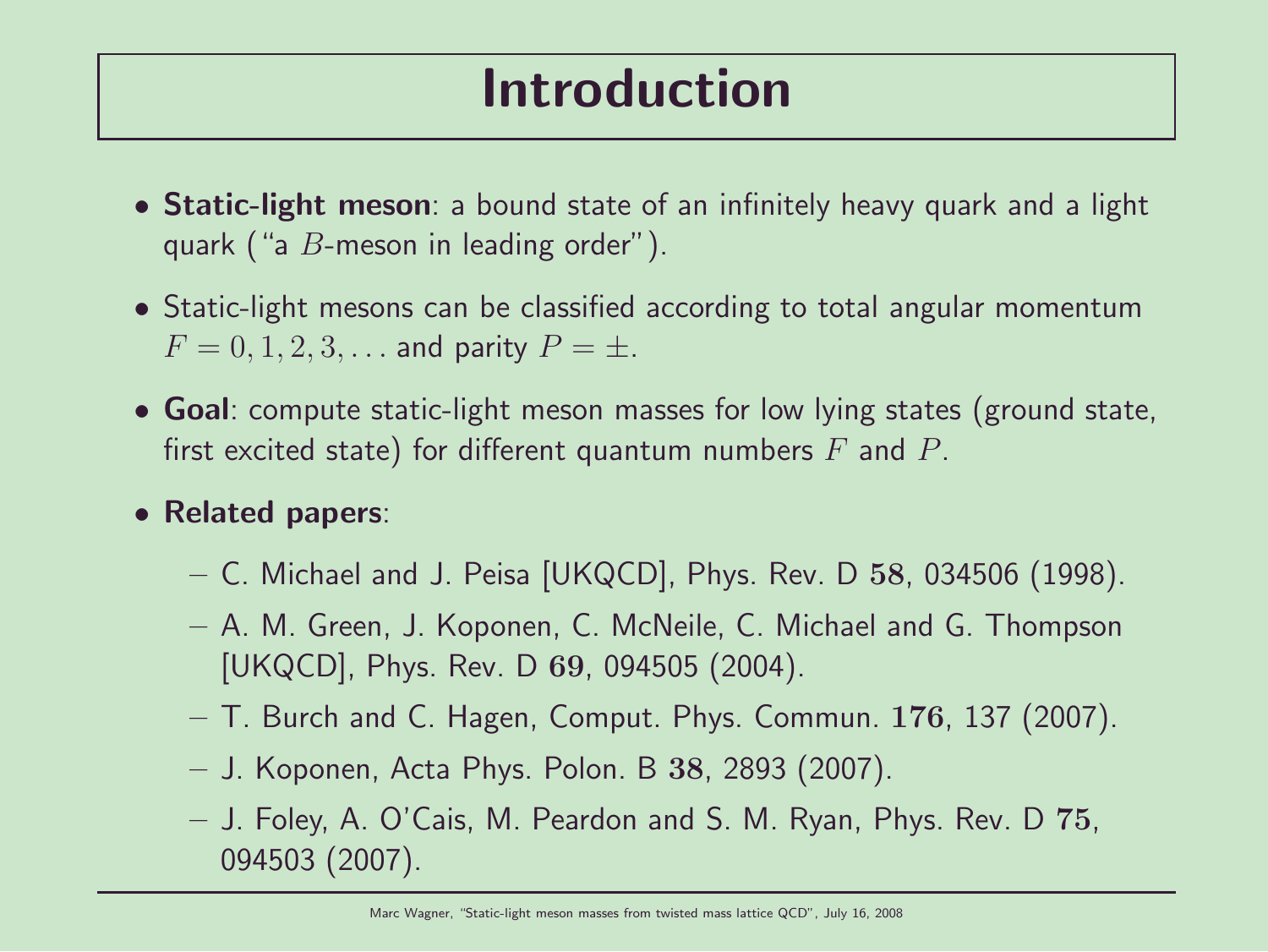# Introduction

- **Static-light meson**: a bound state of an infinitely heavy quark and a light quark ("a $B$-meson in leading order").
- Static-light mesons can be classified according to total angular momentum $F = 0, 1, 2, 3, \ldots$ and parity $P = \pm$.
- **Goal**: compute static-light meson masses for low lying states (ground state, first excited state) for different quantum numbers $F$ and $P$.
- **Related papers**:
  - C. Michael and J. Peisa [UKQCD], Phys. Rev. D **58**, 034506 (1998).
  - A. M. Green, J. Koponen, C. McNeile, C. Michael and G. Thompson [UKQCD], Phys. Rev. D **69**, 094505 (2004).
  - T. Burch and C. Hagen, Comput. Phys. Commun. **176**, 137 (2007).
  - J. Koponen, Acta Phys. Polon. B **38**, 2893 (2007).
  - J. Foley, A. O'Cais, M. Peardon and S. M. Ryan, Phys. Rev. D **75**, 094503 (2007).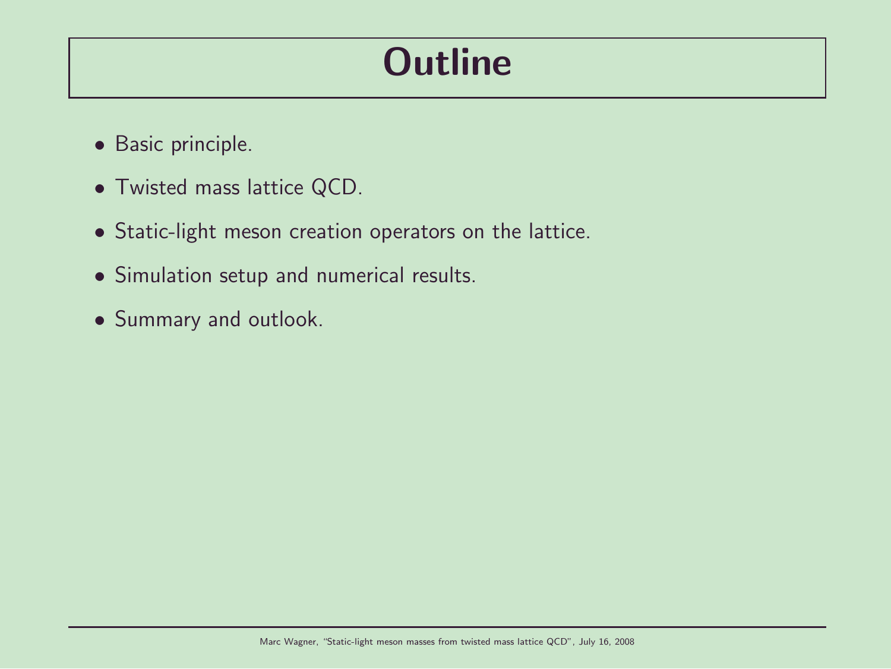# Outline

- Basic principle.
- Twisted mass lattice QCD.
- Static-light meson creation operators on the lattice.
- Simulation setup and numerical results.
- Summary and outlook.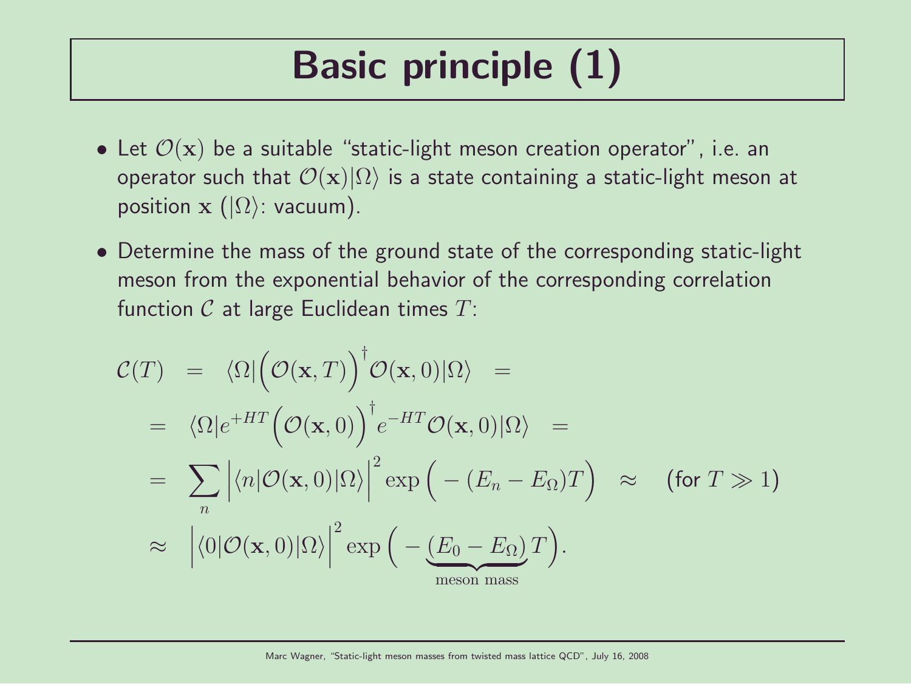# Basic principle (1)

- Let $\mathcal{O}(\mathbf{x})$ be a suitable "static-light meson creation operator", i.e. an operator such that $\mathcal{O}(\mathbf{x})|\Omega\rangle$ is a state containing a static-light meson at position $\mathbf{x}$ ($|\Omega\rangle$: vacuum).

- Determine the mass of the ground state of the corresponding static-light meson from the exponential behavior of the corresponding correlation function $\mathcal{C}$ at large Euclidean times $T$:

$$
\begin{aligned}
\mathcal{C}(T) &= \langle\Omega|\Big(\mathcal{O}(\mathbf{x},T)\Big)^\dagger \mathcal{O}(\mathbf{x},0)|\Omega\rangle = \\
&= \langle\Omega|e^{+HT}\Big(\mathcal{O}(\mathbf{x},0)\Big)^\dagger e^{-HT}\mathcal{O}(\mathbf{x},0)|\Omega\rangle = \\
&= \sum_n \Big|\langle n|\mathcal{O}(\mathbf{x},0)|\Omega\rangle\Big|^2 \exp\Big(-(E_n - E_\Omega)T\Big) \approx \quad \text{(for } T \gg 1\text{)} \\
&\approx \Big|\langle 0|\mathcal{O}(\mathbf{x},0)|\Omega\rangle\Big|^2 \exp\Big(-\underbrace{(E_0 - E_\Omega)}_{\text{meson mass}}T\Big).
\end{aligned}
$$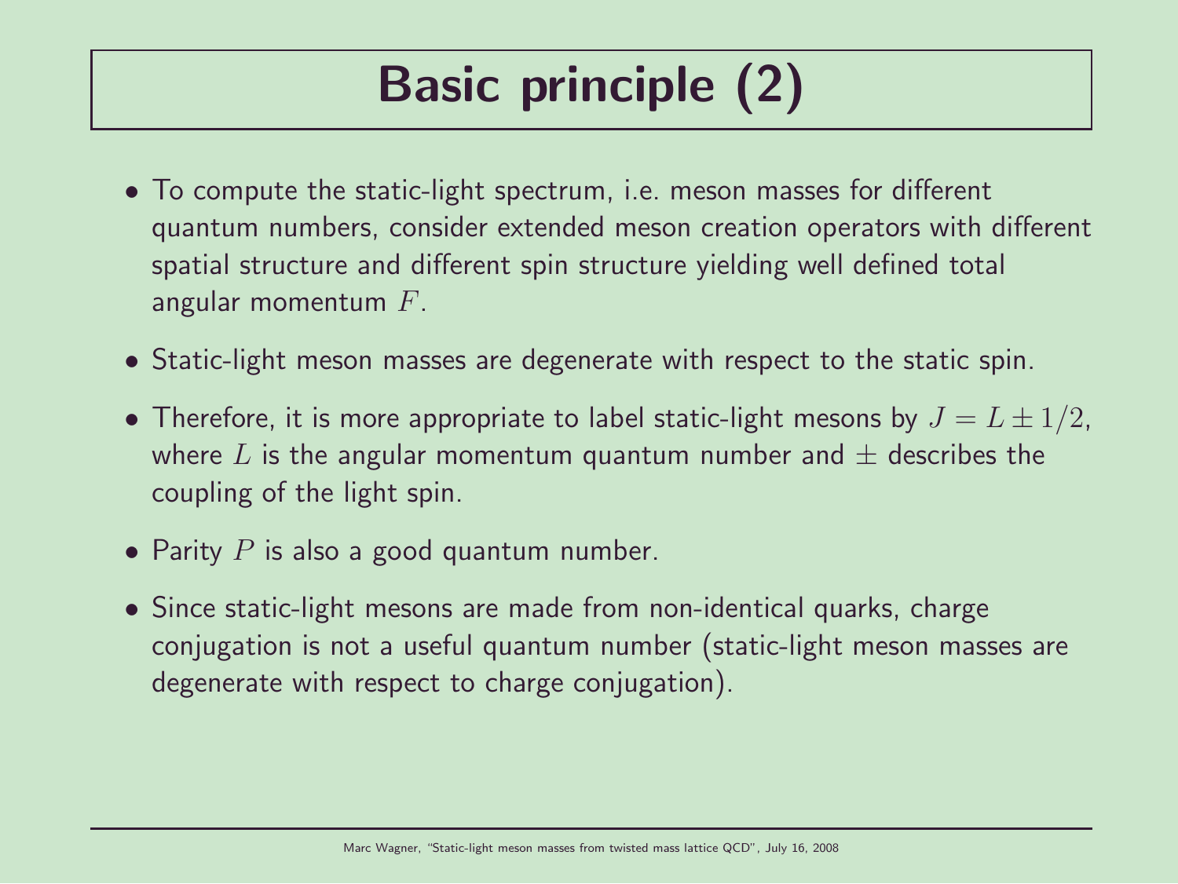# Basic principle (2)

- To compute the static-light spectrum, i.e. meson masses for different quantum numbers, consider extended meson creation operators with different spatial structure and different spin structure yielding well defined total angular momentum $F$.
- Static-light meson masses are degenerate with respect to the static spin.
- Therefore, it is more appropriate to label static-light mesons by $J = L \pm 1/2$, where $L$ is the angular momentum quantum number and $\pm$ describes the coupling of the light spin.
- Parity $P$ is also a good quantum number.
- Since static-light mesons are made from non-identical quarks, charge conjugation is not a useful quantum number (static-light meson masses are degenerate with respect to charge conjugation).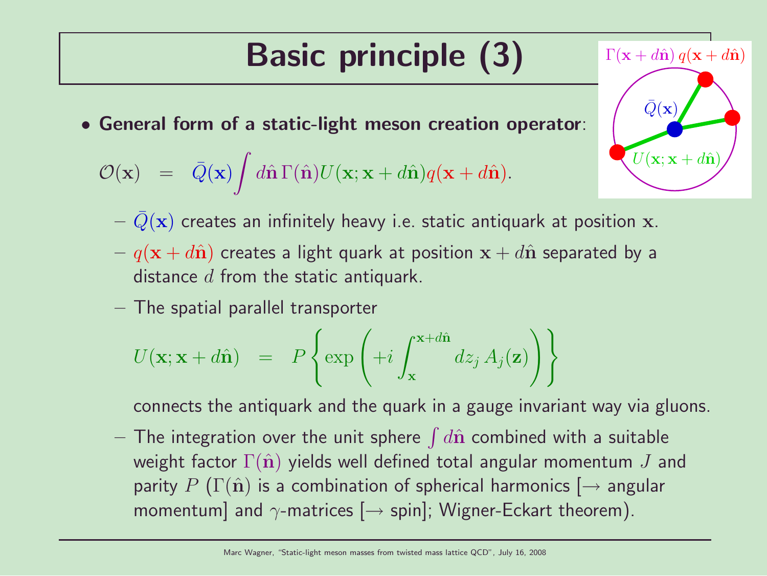# Basic principle (3)

- **General form of a static-light meson creation operator**:

$$\mathcal{O}(\mathbf{x}) \quad = \quad \bar{Q}(\mathbf{x}) \int d\hat{\mathbf{n}}\, \Gamma(\hat{\mathbf{n}}) U(\mathbf{x};\mathbf{x}+d\hat{\mathbf{n}}) q(\mathbf{x}+d\hat{\mathbf{n}}).$$

  - $\bar{Q}(\mathbf{x})$ creates an infinitely heavy i.e. static antiquark at position $\mathbf{x}$.
  - $q(\mathbf{x}+d\hat{\mathbf{n}})$ creates a light quark at position $\mathbf{x}+d\hat{\mathbf{n}}$ separated by a distance $d$ from the static antiquark.
  - The spatial parallel transporter

$$U(\mathbf{x};\mathbf{x}+d\hat{\mathbf{n}}) \quad = \quad P\left\{\exp\left(+i\int_{\mathbf{x}}^{\mathbf{x}+d\hat{\mathbf{n}}} dz_j\, A_j(\mathbf{z})\right)\right\}$$

    connects the antiquark and the quark in a gauge invariant way via gluons.
  - The integration over the unit sphere $\int d\hat{\mathbf{n}}$ combined with a suitable weight factor $\Gamma(\hat{\mathbf{n}})$ yields well defined total angular momentum $J$ and parity $P$ ($\Gamma(\hat{\mathbf{n}})$ is a combination of spherical harmonics [$\rightarrow$ angular momentum] and $\gamma$-matrices [$\rightarrow$ spin]; Wigner-Eckart theorem).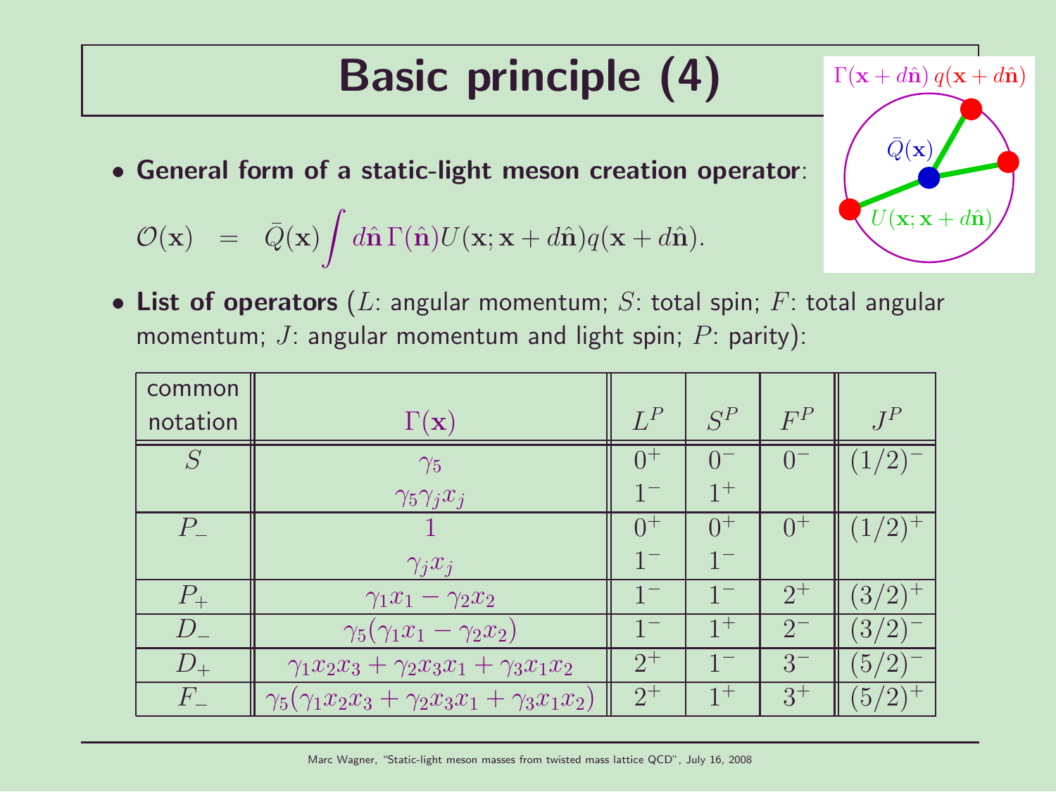# Basic principle (4)

- **General form of a static-light meson creation operator**:

$$\mathcal{O}(\mathbf{x}) \quad = \quad \bar{Q}(\mathbf{x}) \int d\hat{\mathbf{n}} \, \Gamma(\hat{\mathbf{n}}) U(\mathbf{x}; \mathbf{x} + d\hat{\mathbf{n}}) q(\mathbf{x} + d\hat{\mathbf{n}}).$$

- **List of operators** ($L$: angular momentum; $S$: total spin; $F$: total angular momentum; $J$: angular momentum and light spin; $P$: parity):

| common notation | $\Gamma(\mathbf{x})$ | $L^P$ | $S^P$ | $F^P$ | $J^P$ |
|---|---|---|---|---|---|
| $S$ | $\gamma_5$ | $0^+$ | $0^-$ | $0^-$ | $(1/2)^-$ |
| | $\gamma_5 \gamma_j x_j$ | $1^-$ | $1^+$ | | |
| $P_-$ | $1$ | $0^+$ | $0^+$ | $0^+$ | $(1/2)^+$ |
| | $\gamma_j x_j$ | $1^-$ | $1^-$ | | |
| $P_+$ | $\gamma_1 x_1 - \gamma_2 x_2$ | $1^-$ | $1^-$ | $2^+$ | $(3/2)^+$ |
| $D_-$ | $\gamma_5(\gamma_1 x_1 - \gamma_2 x_2)$ | $1^-$ | $1^+$ | $2^-$ | $(3/2)^-$ |
| $D_+$ | $\gamma_1 x_2 x_3 + \gamma_2 x_3 x_1 + \gamma_3 x_1 x_2$ | $2^+$ | $1^-$ | $3^-$ | $(5/2)^-$ |
| $F_-$ | $\gamma_5(\gamma_1 x_2 x_3 + \gamma_2 x_3 x_1 + \gamma_3 x_1 x_2)$ | $2^+$ | $1^+$ | $3^+$ | $(5/2)^+$ |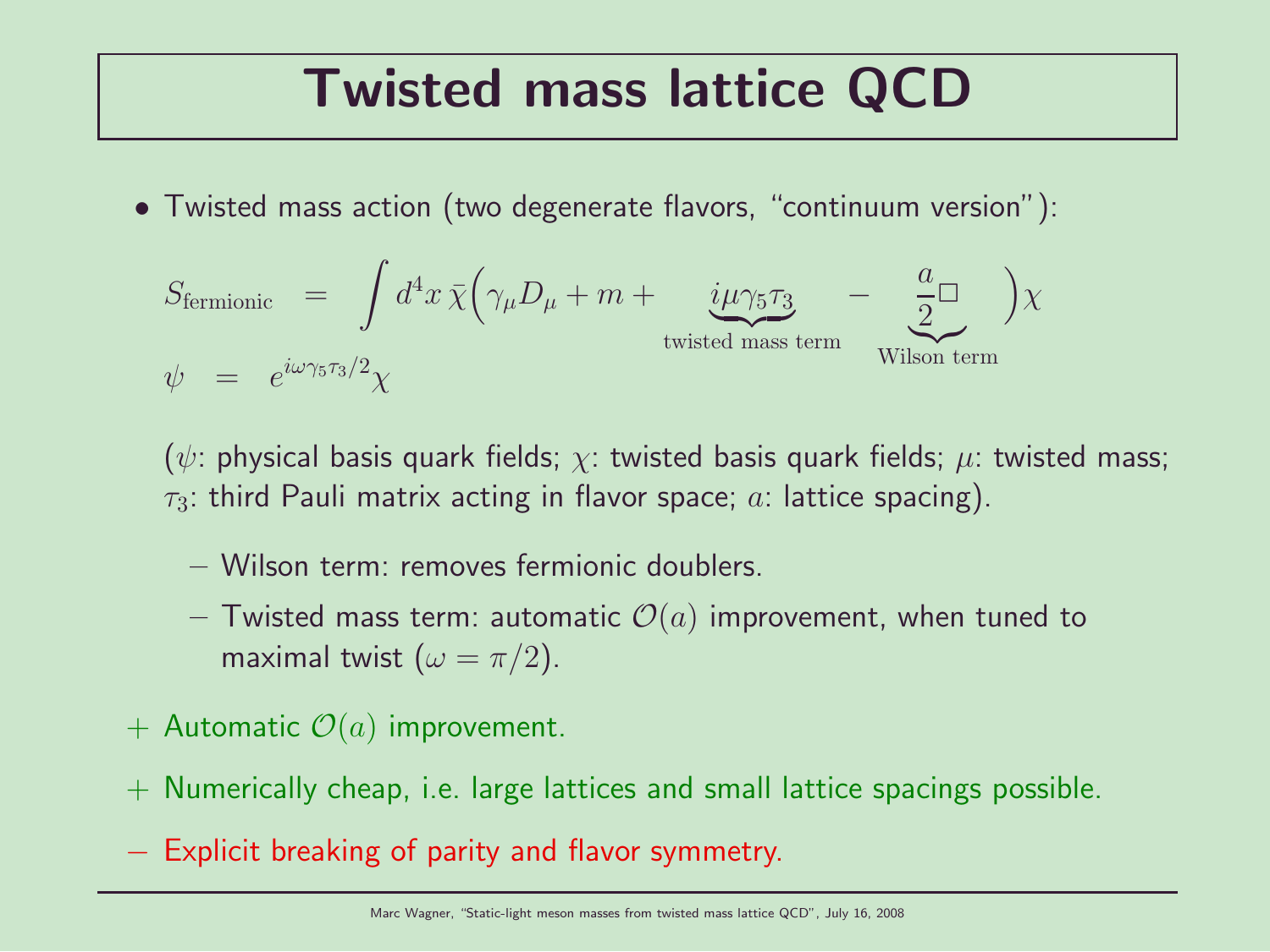# Twisted mass lattice QCD

- Twisted mass action (two degenerate flavors, "continuum version"):

$$S_{\mathrm{fermionic}} = \int d^4x\, \bar{\chi}\Big(\gamma_\mu D_\mu + m + \underbrace{i\mu\gamma_5\tau_3}_{\text{twisted mass term}} - \underbrace{\frac{a}{2}\Box}_{\text{Wilson term}}\Big)\chi$$

$$\psi = e^{i\omega\gamma_5\tau_3/2}\chi$$

($\psi$: physical basis quark fields; $\chi$: twisted basis quark fields; $\mu$: twisted mass; $\tau_3$: third Pauli matrix acting in flavor space; $a$: lattice spacing).

  – Wilson term: removes fermionic doublers.

  – Twisted mass term: automatic $\mathcal{O}(a)$ improvement, when tuned to maximal twist ($\omega = \pi/2$).

+ Automatic $\mathcal{O}(a)$ improvement.

+ Numerically cheap, i.e. large lattices and small lattice spacings possible.

– Explicit breaking of parity and flavor symmetry.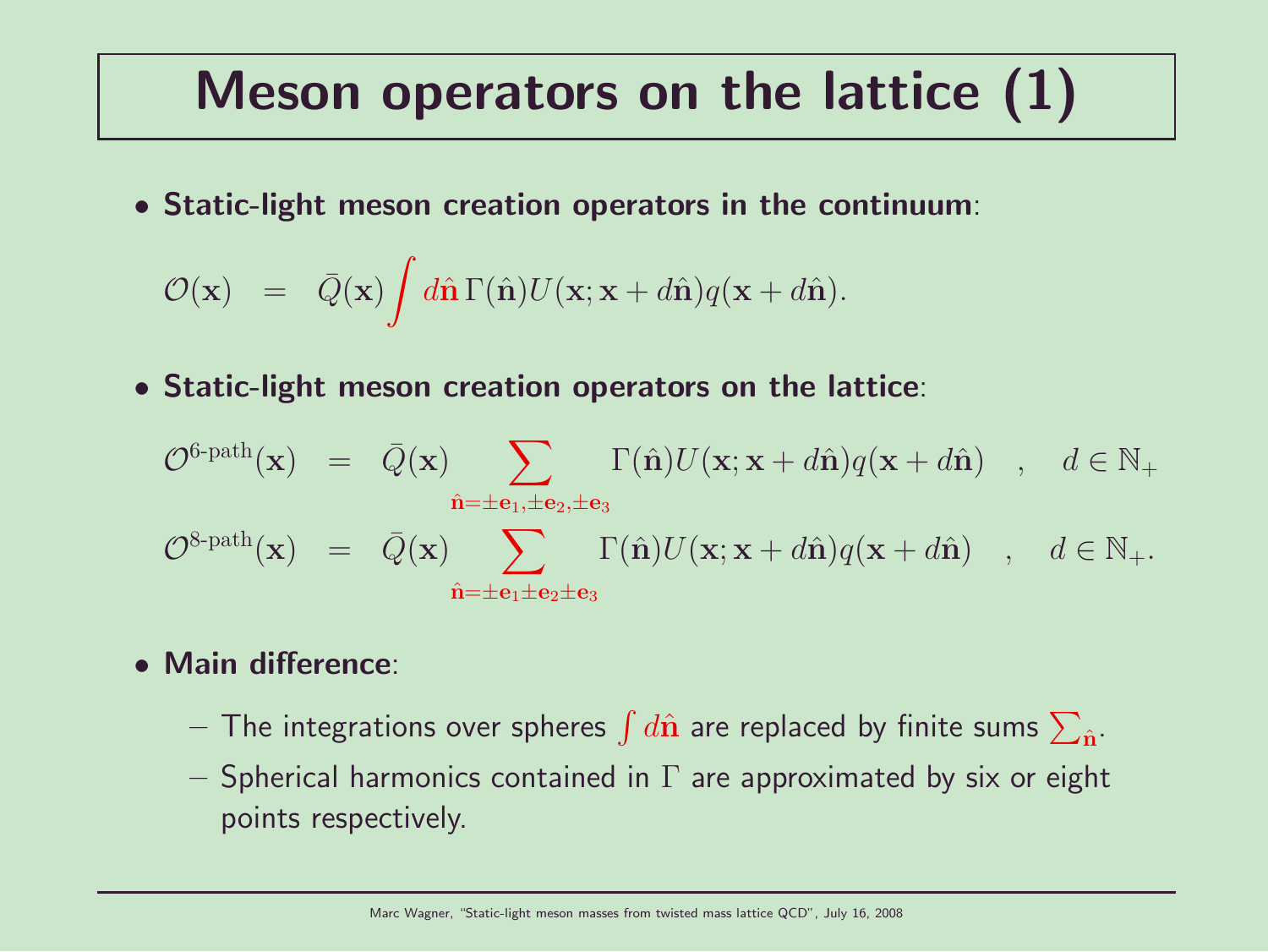# Meson operators on the lattice (1)

- **Static-light meson creation operators in the continuum**:

$$\mathcal{O}(\mathbf{x}) \quad = \quad \bar{Q}(\mathbf{x}) \int d\hat{\mathbf{n}} \, \Gamma(\hat{\mathbf{n}}) U(\mathbf{x}; \mathbf{x} + d\hat{\mathbf{n}}) q(\mathbf{x} + d\hat{\mathbf{n}}).$$

- **Static-light meson creation operators on the lattice**:

$$\mathcal{O}^{\text{6-path}}(\mathbf{x}) \quad = \quad \bar{Q}(\mathbf{x}) \sum_{\hat{\mathbf{n}} = \pm\mathbf{e}_1, \pm\mathbf{e}_2, \pm\mathbf{e}_3} \Gamma(\hat{\mathbf{n}}) U(\mathbf{x}; \mathbf{x} + d\hat{\mathbf{n}}) q(\mathbf{x} + d\hat{\mathbf{n}}) \quad , \quad d \in \mathbb{N}_+$$

$$\mathcal{O}^{\text{8-path}}(\mathbf{x}) \quad = \quad \bar{Q}(\mathbf{x}) \sum_{\hat{\mathbf{n}} = \pm\mathbf{e}_1 \pm\mathbf{e}_2 \pm\mathbf{e}_3} \Gamma(\hat{\mathbf{n}}) U(\mathbf{x}; \mathbf{x} + d\hat{\mathbf{n}}) q(\mathbf{x} + d\hat{\mathbf{n}}) \quad , \quad d \in \mathbb{N}_+.$$

- **Main difference**:
  - The integrations over spheres $\int d\hat{\mathbf{n}}$ are replaced by finite sums $\sum_{\hat{\mathbf{n}}}$.
  - Spherical harmonics contained in $\Gamma$ are approximated by six or eight points respectively.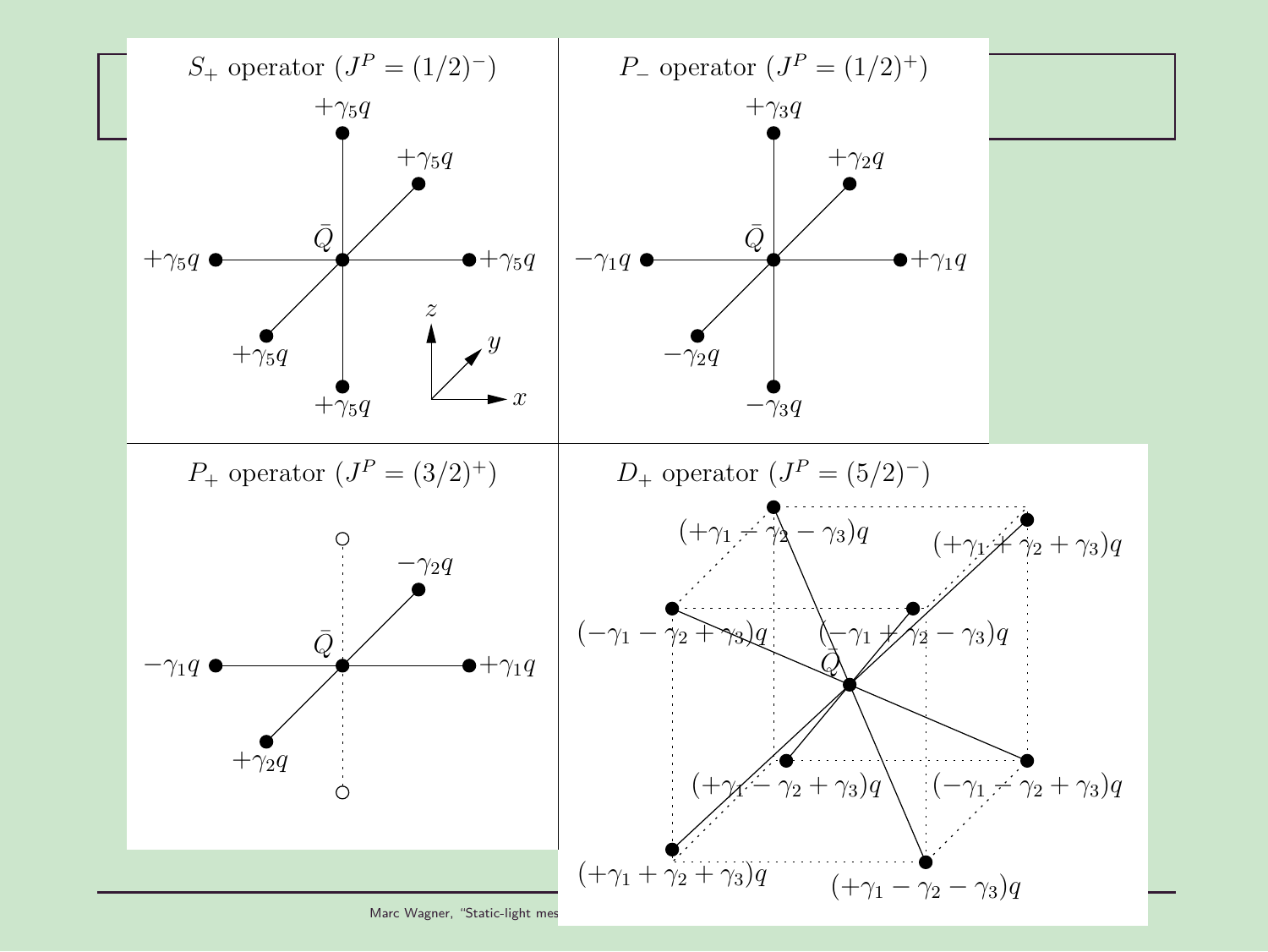$S_+$ operator ($J^P = (1/2)^-$)

$+\gamma_5 q$, $+\gamma_5 q$, $+\gamma_5 q$, $+\gamma_5 q$, $+\gamma_5 q$, $+\gamma_5 q$, $\bar{Q}$

$x$, $y$, $z$

$P_-$ operator ($J^P = (1/2)^+$)

$+\gamma_3 q$, $+\gamma_2 q$, $-\gamma_1 q$, $+\gamma_1 q$, $-\gamma_2 q$, $-\gamma_3 q$, $\bar{Q}$

$P_+$ operator ($J^P = (3/2)^+$)

$-\gamma_2 q$, $-\gamma_1 q$, $+\gamma_1 q$, $+\gamma_2 q$, $\bar{Q}$

$D_+$ operator ($J^P = (5/2)^-$)

$(+\gamma_1 - \gamma_2 - \gamma_3)q$, $(+\gamma_1 + \gamma_2 + \gamma_3)q$, $(-\gamma_1 - \gamma_2 + \gamma_3)q$, $(-\gamma_1 + \gamma_2 - \gamma_3)q$, $\bar{Q}$, $(+\gamma_1 - \gamma_2 + \gamma_3)q$, $(-\gamma_1 - \gamma_2 + \gamma_3)q$, $(+\gamma_1 + \gamma_2 + \gamma_3)q$, $(+\gamma_1 - \gamma_2 - \gamma_3)q$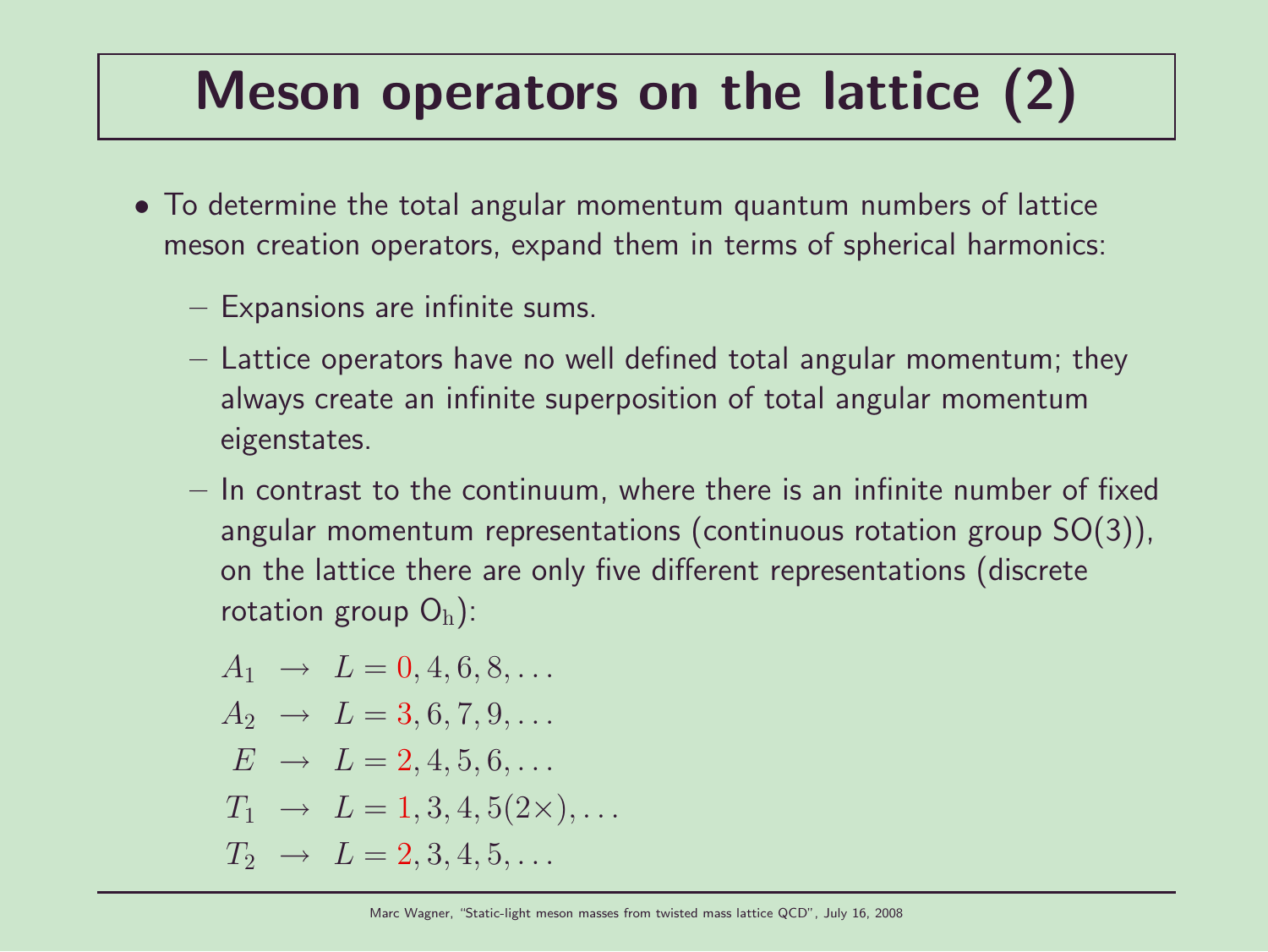# Meson operators on the lattice (2)

- To determine the total angular momentum quantum numbers of lattice meson creation operators, expand them in terms of spherical harmonics:
  - Expansions are infinite sums.
  - Lattice operators have no well defined total angular momentum; they always create an infinite superposition of total angular momentum eigenstates.
  - In contrast to the continuum, where there is an infinite number of fixed angular momentum representations (continuous rotation group SO(3)), on the lattice there are only five different representations (discrete rotation group $\mathrm{O_h}$):

$$
\begin{aligned}
A_1 &\rightarrow L = 0, 4, 6, 8, \ldots \\
A_2 &\rightarrow L = 3, 6, 7, 9, \ldots \\
E &\rightarrow L = 2, 4, 5, 6, \ldots \\
T_1 &\rightarrow L = 1, 3, 4, 5(2\times), \ldots \\
T_2 &\rightarrow L = 2, 3, 4, 5, \ldots
\end{aligned}
$$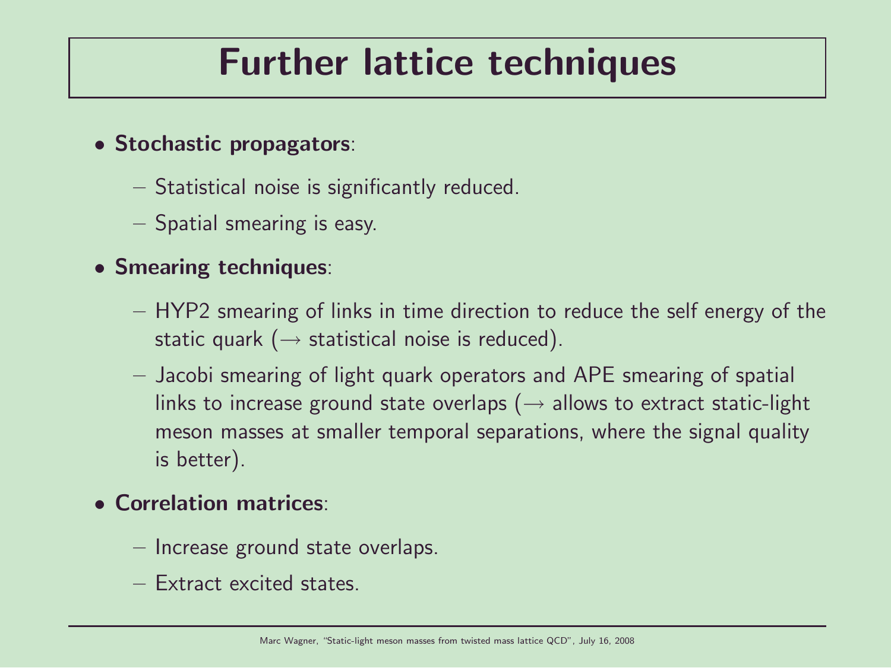# Further lattice techniques

- **Stochastic propagators**:
  - Statistical noise is significantly reduced.
  - Spatial smearing is easy.
- **Smearing techniques**:
  - HYP2 smearing of links in time direction to reduce the self energy of the static quark ($\rightarrow$ statistical noise is reduced).
  - Jacobi smearing of light quark operators and APE smearing of spatial links to increase ground state overlaps ($\rightarrow$ allows to extract static-light meson masses at smaller temporal separations, where the signal quality is better).
- **Correlation matrices**:
  - Increase ground state overlaps.
  - Extract excited states.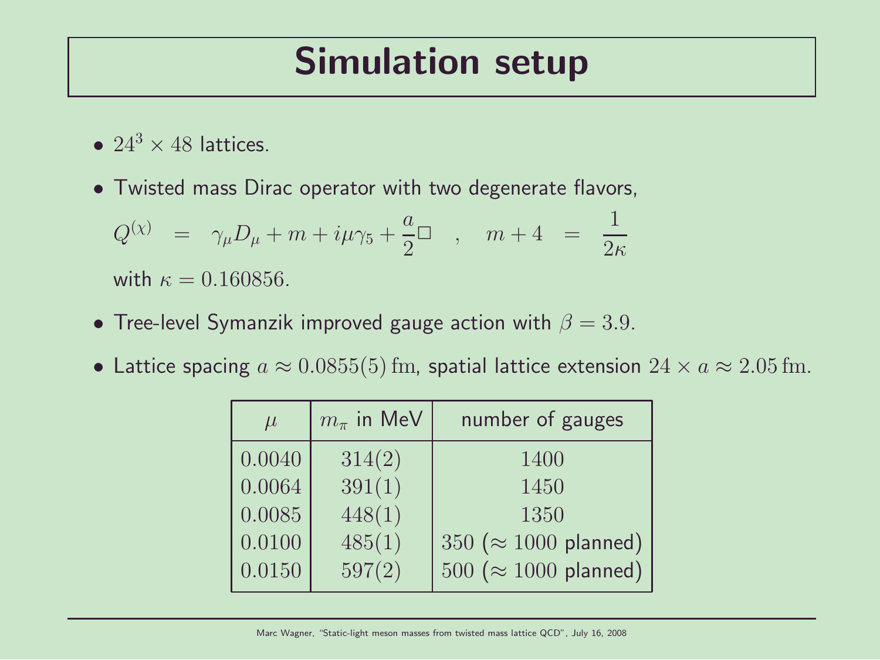# Simulation setup

- $24^3 \times 48$ lattices.
- Twisted mass Dirac operator with two degenerate flavors,

$$Q^{(\chi)} = \gamma_\mu D_\mu + m + i\mu\gamma_5 + \frac{a}{2}\Box \quad , \quad m + 4 = \frac{1}{2\kappa}$$

  with $\kappa = 0.160856$.
- Tree-level Symanzik improved gauge action with $\beta = 3.9$.
- Lattice spacing $a \approx 0.0855(5)\,\mathrm{fm}$, spatial lattice extension $24 \times a \approx 2.05\,\mathrm{fm}$.

| $\mu$ | $m_\pi$ in MeV | number of gauges |
|---|---|---|
| $0.0040$ | $314(2)$ | $1400$ |
| $0.0064$ | $391(1)$ | $1450$ |
| $0.0085$ | $448(1)$ | $1350$ |
| $0.0100$ | $485(1)$ | $350$ ($\approx 1000$ planned) |
| $0.0150$ | $597(2)$ | $500$ ($\approx 1000$ planned) |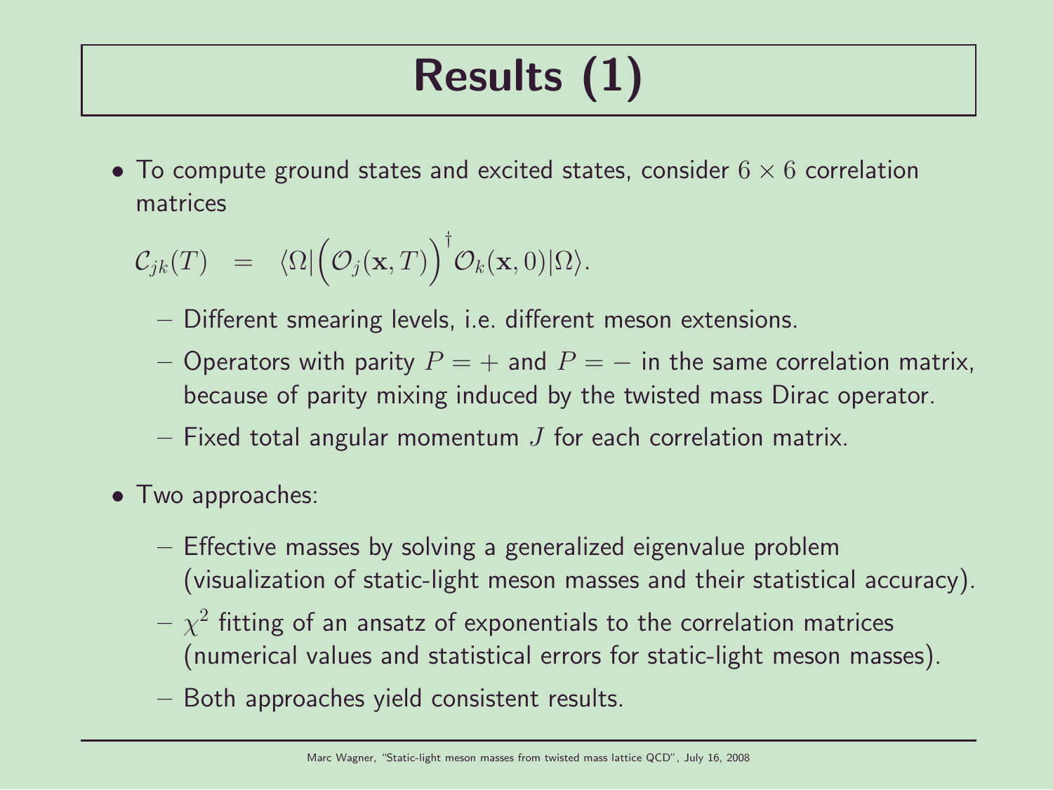# Results (1)

- To compute ground states and excited states, consider $6 \times 6$ correlation matrices

$$\mathcal{C}_{jk}(T) \;\; = \;\; \langle \Omega | \Big( \mathcal{O}_j(\mathbf{x}, T) \Big)^\dagger \mathcal{O}_k(\mathbf{x}, 0) | \Omega \rangle.$$

  - Different smearing levels, i.e. different meson extensions.
  - Operators with parity $P = +$ and $P = -$ in the same correlation matrix, because of parity mixing induced by the twisted mass Dirac operator.
  - Fixed total angular momentum $J$ for each correlation matrix.

- Two approaches:
  - Effective masses by solving a generalized eigenvalue problem (visualization of static-light meson masses and their statistical accuracy).
  - $\chi^2$ fitting of an ansatz of exponentials to the correlation matrices (numerical values and statistical errors for static-light meson masses).
  - Both approaches yield consistent results.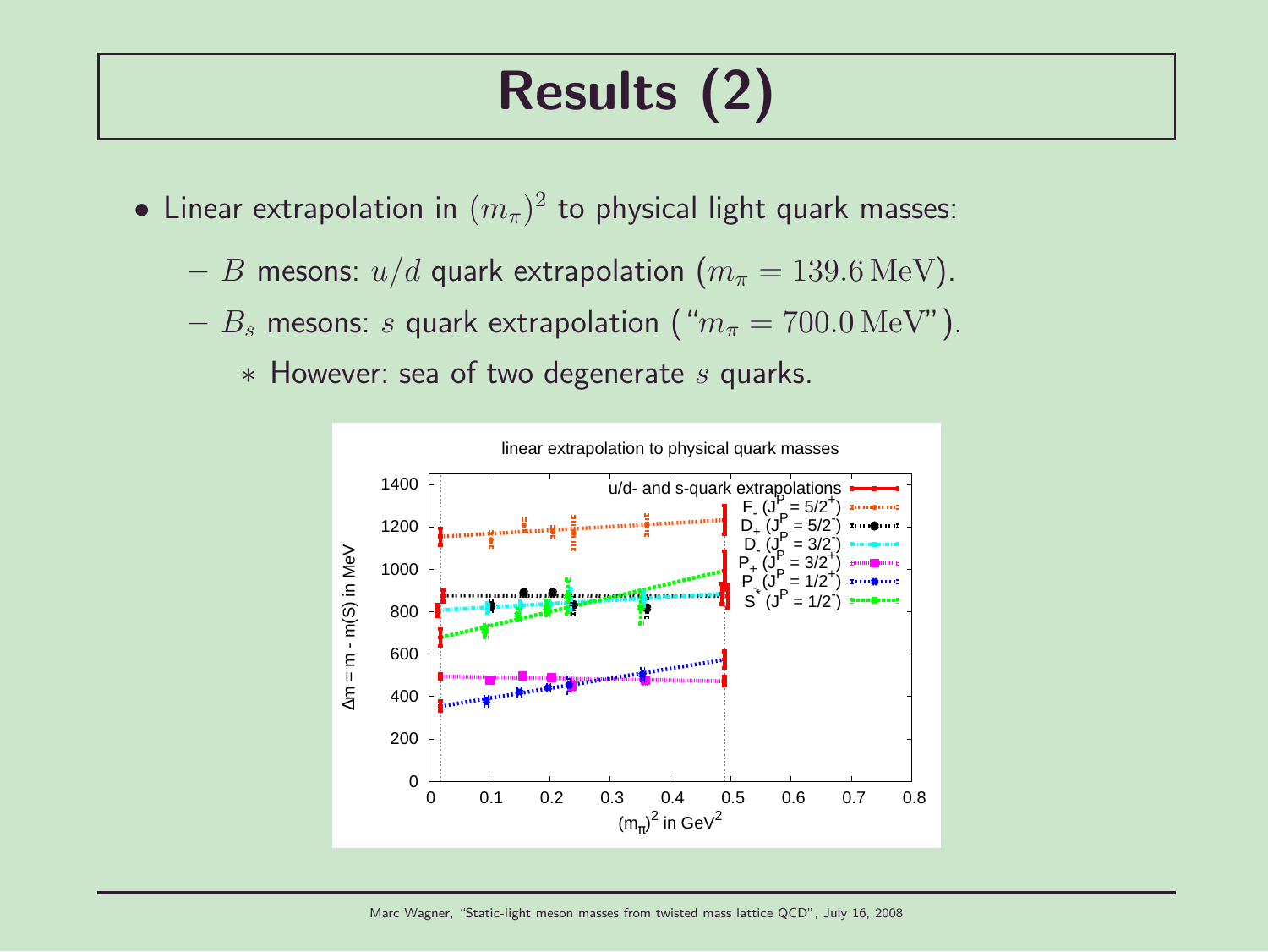# Results (2)

- Linear extrapolation in $(m_\pi)^2$ to physical light quark masses:
  - $B$ mesons: $u/d$ quark extrapolation ($m_\pi = 139.6\,\mathrm{MeV}$).
  - $B_s$ mesons: $s$ quark extrapolation ("$m_\pi = 700.0\,\mathrm{MeV}$").
    - However: sea of two degenerate $s$ quarks.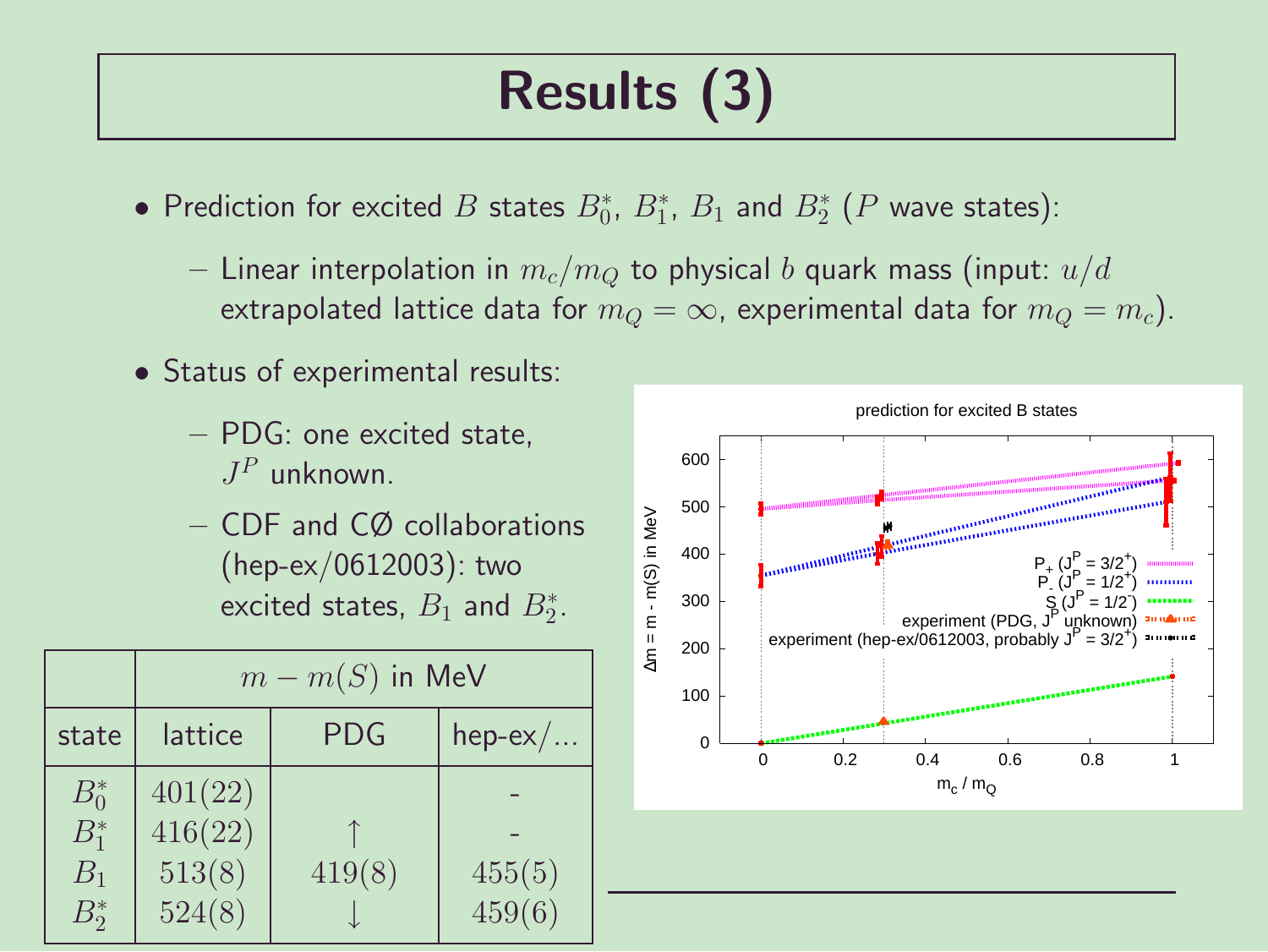# Results (3)

- Prediction for excited $B$ states $B_0^*$, $B_1^*$, $B_1$ and $B_2^*$ ($P$ wave states):
  - Linear interpolation in $m_c/m_Q$ to physical $b$ quark mass (input: $u/d$ extrapolated lattice data for $m_Q = \infty$, experimental data for $m_Q = m_c$).
- Status of experimental results:
  - PDG: one excited state, $J^P$ unknown.
  - CDF and CØ collaborations (hep-ex/0612003): two excited states, $B_1$ and $B_2^*$.

|  | $m - m(S)$ in MeV | | |
|---|---|---|---|
| state | lattice | PDG | hep-ex/... |
| $B_0^*$ | $401(22)$ | | - |
| $B_1^*$ | $416(22)$ | ↑ | - |
| $B_1$ | $513(8)$ | $419(8)$ | $455(5)$ |
| $B_2^*$ | $524(8)$ | ↓ | $459(6)$ |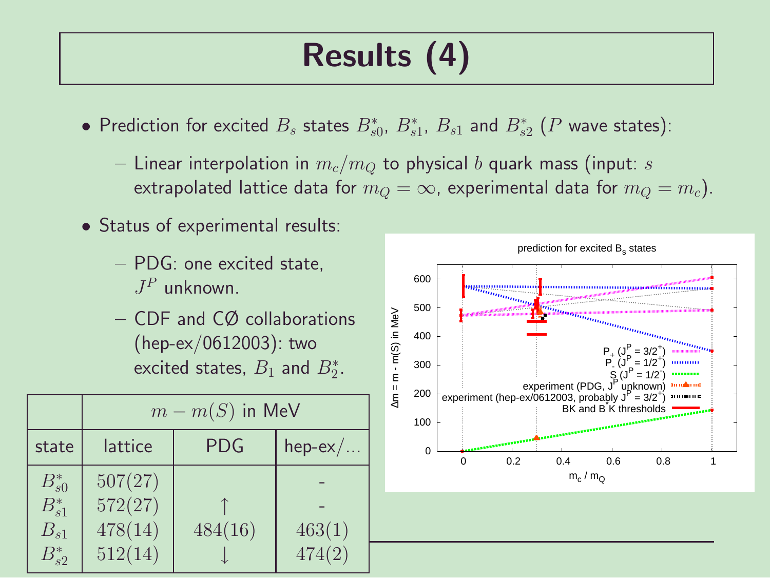# Results (4)

- Prediction for excited $B_s$ states $B_{s0}^*$, $B_{s1}^*$, $B_{s1}$ and $B_{s2}^*$ ($P$ wave states):
  - Linear interpolation in $m_c/m_Q$ to physical $b$ quark mass (input: $s$ extrapolated lattice data for $m_Q = \infty$, experimental data for $m_Q = m_c$).
- Status of experimental results:
  - PDG: one excited state, $J^P$ unknown.
  - CDF and CØ collaborations (hep-ex/0612003): two excited states, $B_1$ and $B_2^*$.

| | $m - m(S)$ in MeV | | |
|---|---|---|---|
| state | lattice | PDG | hep-ex/... |
| $B_{s0}^*$ | $507(27)$ | | - |
| $B_{s1}^*$ | $572(27)$ | ↑ | - |
| $B_{s1}$ | $478(14)$ | $484(16)$ | $463(1)$ |
| $B_{s2}^*$ | $512(14)$ | ↓ | $474(2)$ |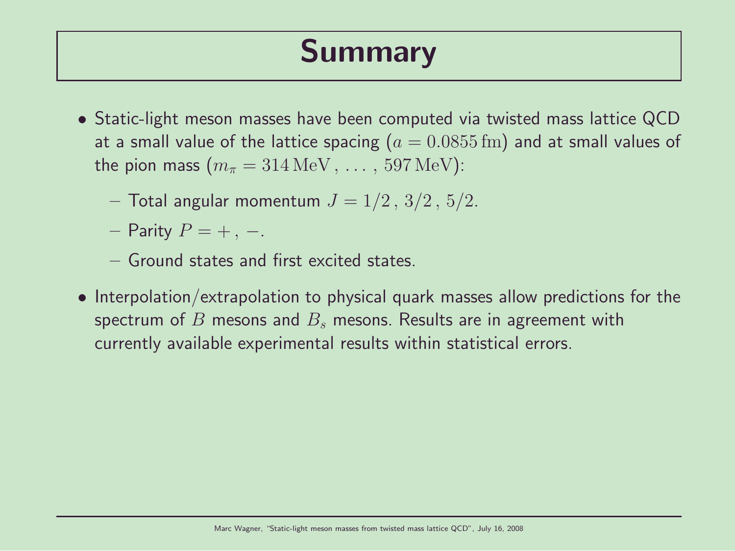# Summary

- Static-light meson masses have been computed via twisted mass lattice QCD at a small value of the lattice spacing ($a = 0.0855\,\mathrm{fm}$) and at small values of the pion mass ($m_\pi = 314\,\mathrm{MeV}\,, \ldots\,, 597\,\mathrm{MeV}$):
  - Total angular momentum $J = 1/2\,, 3/2\,, 5/2$.
  - Parity $P = +\,, -$.
  - Ground states and first excited states.
- Interpolation/extrapolation to physical quark masses allow predictions for the spectrum of $B$ mesons and $B_s$ mesons. Results are in agreement with currently available experimental results within statistical errors.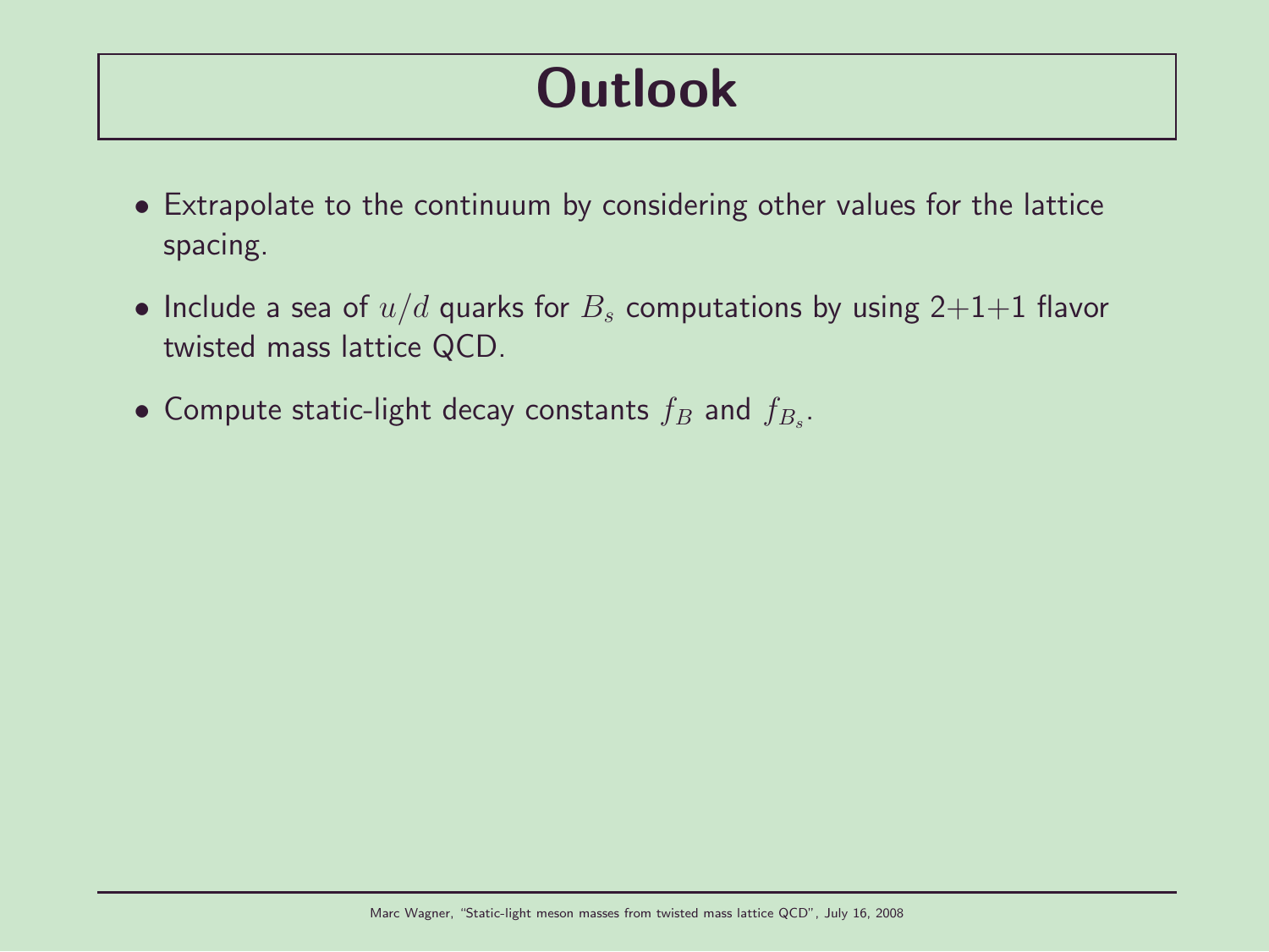# Outlook

- Extrapolate to the continuum by considering other values for the lattice spacing.
- Include a sea of $u/d$ quarks for $B_s$ computations by using 2+1+1 flavor twisted mass lattice QCD.
- Compute static-light decay constants $f_B$ and $f_{B_s}$.